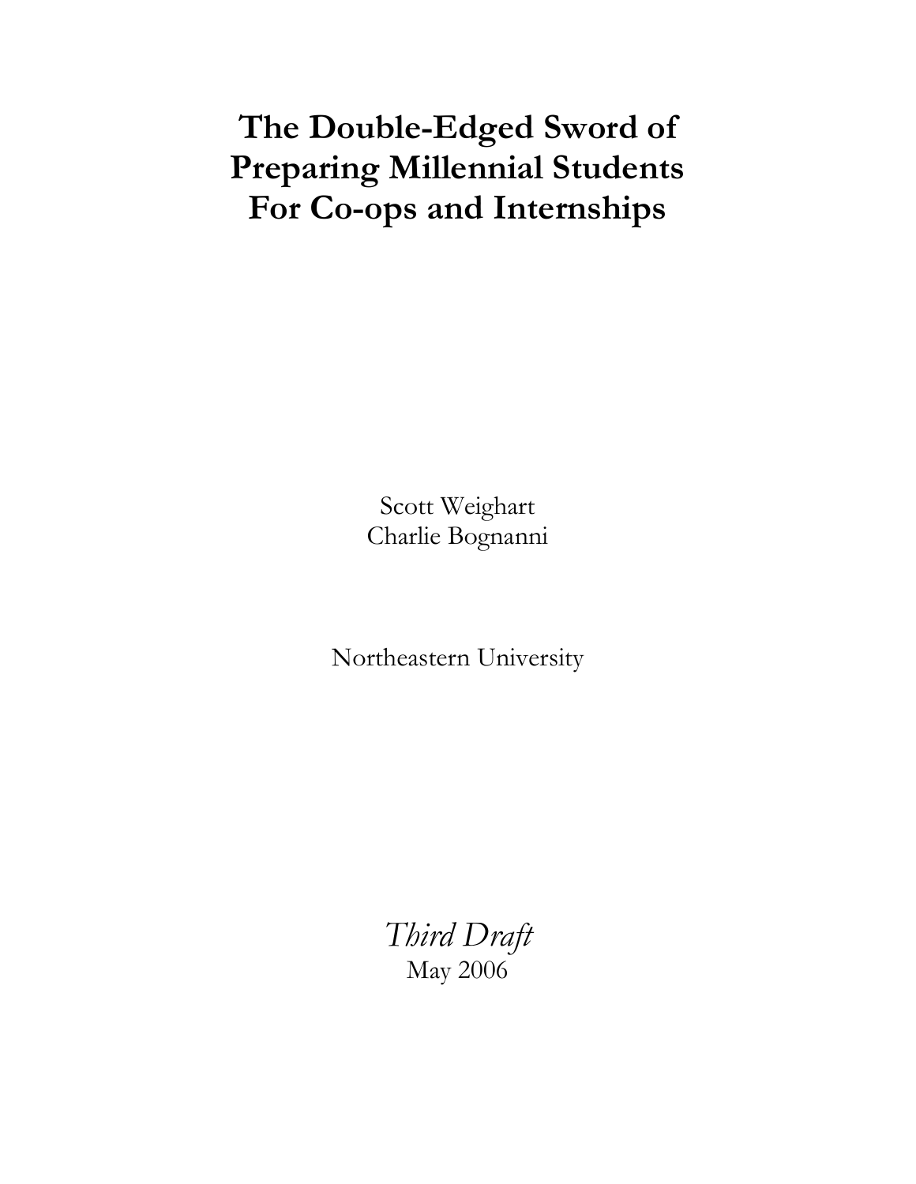# The Double-Edged Sword of Preparing Millennial Students For Co-ops and Internships

Scott Weighart
Charlie Bognanni

Northeastern University

*Third Draft*
May 2006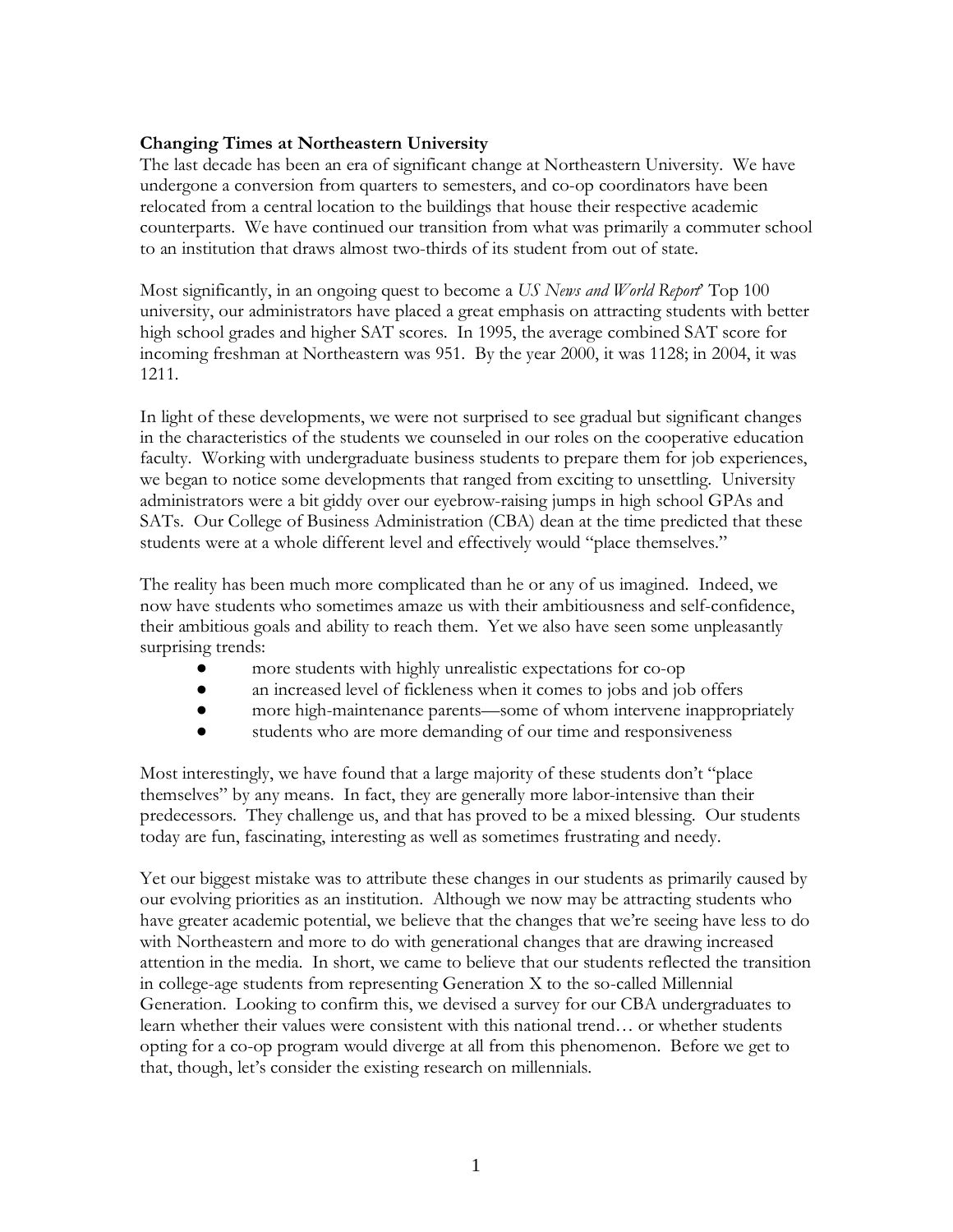**Changing Times at Northeastern University**

The last decade has been an era of significant change at Northeastern University. We have undergone a conversion from quarters to semesters, and co-op coordinators have been relocated from a central location to the buildings that house their respective academic counterparts. We have continued our transition from what was primarily a commuter school to an institution that draws almost two-thirds of its student from out of state.

Most significantly, in an ongoing quest to become a *US News and World Report*' Top 100 university, our administrators have placed a great emphasis on attracting students with better high school grades and higher SAT scores. In 1995, the average combined SAT score for incoming freshman at Northeastern was 951. By the year 2000, it was 1128; in 2004, it was 1211.

In light of these developments, we were not surprised to see gradual but significant changes in the characteristics of the students we counseled in our roles on the cooperative education faculty. Working with undergraduate business students to prepare them for job experiences, we began to notice some developments that ranged from exciting to unsettling. University administrators were a bit giddy over our eyebrow-raising jumps in high school GPAs and SATs. Our College of Business Administration (CBA) dean at the time predicted that these students were at a whole different level and effectively would "place themselves."

The reality has been much more complicated than he or any of us imagined. Indeed, we now have students who sometimes amaze us with their ambitiousness and self-confidence, their ambitious goals and ability to reach them. Yet we also have seen some unpleasantly surprising trends:

- more students with highly unrealistic expectations for co-op
- an increased level of fickleness when it comes to jobs and job offers
- more high-maintenance parents—some of whom intervene inappropriately
- students who are more demanding of our time and responsiveness

Most interestingly, we have found that a large majority of these students don't "place themselves" by any means. In fact, they are generally more labor-intensive than their predecessors. They challenge us, and that has proved to be a mixed blessing. Our students today are fun, fascinating, interesting as well as sometimes frustrating and needy.

Yet our biggest mistake was to attribute these changes in our students as primarily caused by our evolving priorities as an institution. Although we now may be attracting students who have greater academic potential, we believe that the changes that we're seeing have less to do with Northeastern and more to do with generational changes that are drawing increased attention in the media. In short, we came to believe that our students reflected the transition in college-age students from representing Generation X to the so-called Millennial Generation. Looking to confirm this, we devised a survey for our CBA undergraduates to learn whether their values were consistent with this national trend… or whether students opting for a co-op program would diverge at all from this phenomenon. Before we get to that, though, let's consider the existing research on millennials.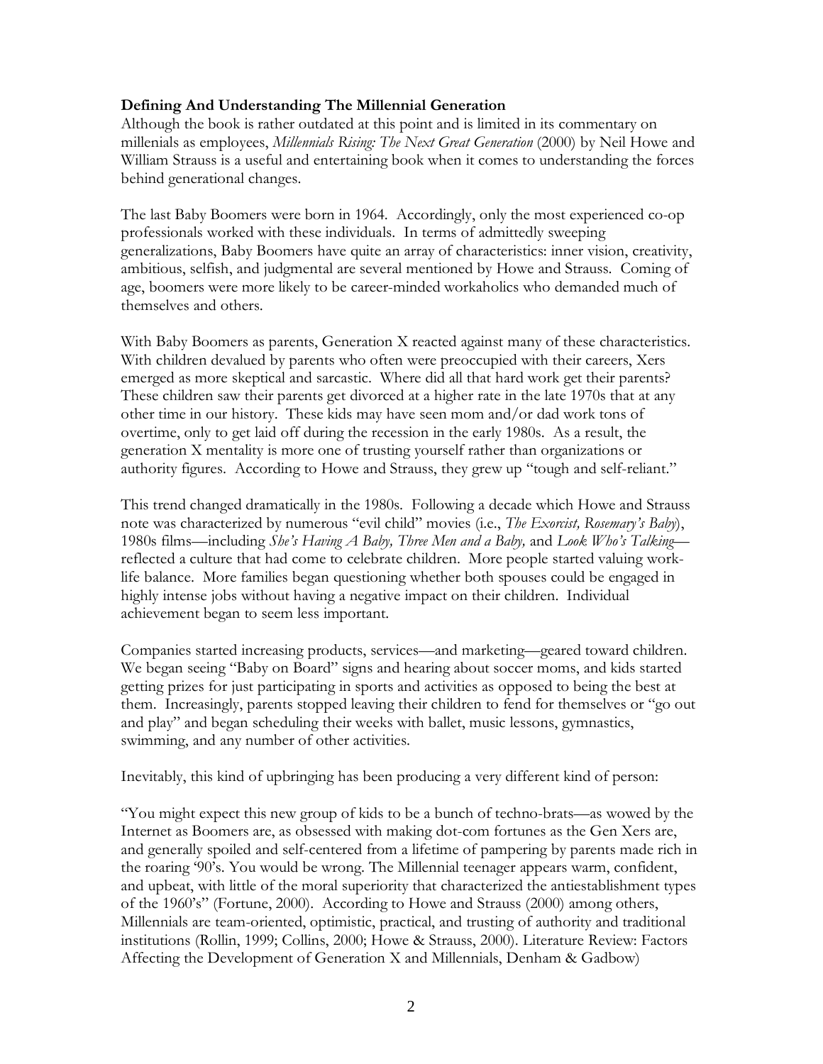**Defining And Understanding The Millennial Generation**

Although the book is rather outdated at this point and is limited in its commentary on millenials as employees, *Millennials Rising: The Next Great Generation* (2000) by Neil Howe and William Strauss is a useful and entertaining book when it comes to understanding the forces behind generational changes.

The last Baby Boomers were born in 1964. Accordingly, only the most experienced co-op professionals worked with these individuals. In terms of admittedly sweeping generalizations, Baby Boomers have quite an array of characteristics: inner vision, creativity, ambitious, selfish, and judgmental are several mentioned by Howe and Strauss. Coming of age, boomers were more likely to be career-minded workaholics who demanded much of themselves and others.

With Baby Boomers as parents, Generation X reacted against many of these characteristics. With children devalued by parents who often were preoccupied with their careers, Xers emerged as more skeptical and sarcastic. Where did all that hard work get their parents? These children saw their parents get divorced at a higher rate in the late 1970s that at any other time in our history. These kids may have seen mom and/or dad work tons of overtime, only to get laid off during the recession in the early 1980s. As a result, the generation X mentality is more one of trusting yourself rather than organizations or authority figures. According to Howe and Strauss, they grew up "tough and self-reliant."

This trend changed dramatically in the 1980s. Following a decade which Howe and Strauss note was characterized by numerous "evil child" movies (i.e., *The Exorcist, Rosemary's Baby*), 1980s films—including *She's Having A Baby, Three Men and a Baby,* and *Look Who's Talking*—reflected a culture that had come to celebrate children. More people started valuing work-life balance. More families began questioning whether both spouses could be engaged in highly intense jobs without having a negative impact on their children. Individual achievement began to seem less important.

Companies started increasing products, services—and marketing—geared toward children. We began seeing "Baby on Board" signs and hearing about soccer moms, and kids started getting prizes for just participating in sports and activities as opposed to being the best at them. Increasingly, parents stopped leaving their children to fend for themselves or "go out and play" and began scheduling their weeks with ballet, music lessons, gymnastics, swimming, and any number of other activities.

Inevitably, this kind of upbringing has been producing a very different kind of person:

"You might expect this new group of kids to be a bunch of techno-brats—as wowed by the Internet as Boomers are, as obsessed with making dot-com fortunes as the Gen Xers are, and generally spoiled and self-centered from a lifetime of pampering by parents made rich in the roaring '90's. You would be wrong. The Millennial teenager appears warm, confident, and upbeat, with little of the moral superiority that characterized the antiestablishment types of the 1960's" (Fortune, 2000). According to Howe and Strauss (2000) among others, Millennials are team-oriented, optimistic, practical, and trusting of authority and traditional institutions (Rollin, 1999; Collins, 2000; Howe & Strauss, 2000). Literature Review: Factors Affecting the Development of Generation X and Millennials, Denham & Gadbow)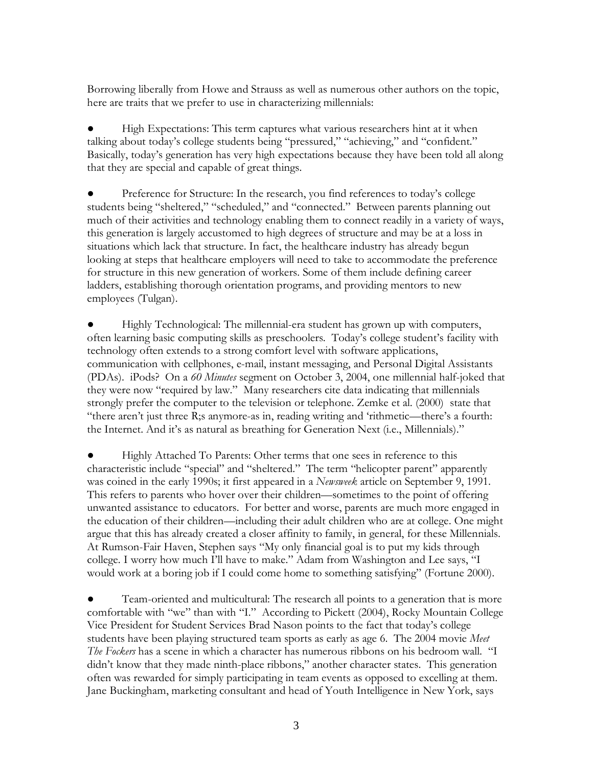Borrowing liberally from Howe and Strauss as well as numerous other authors on the topic, here are traits that we prefer to use in characterizing millennials:

- High Expectations: This term captures what various researchers hint at it when talking about today's college students being "pressured," "achieving," and "confident." Basically, today's generation has very high expectations because they have been told all along that they are special and capable of great things.

- Preference for Structure: In the research, you find references to today's college students being "sheltered," "scheduled," and "connected." Between parents planning out much of their activities and technology enabling them to connect readily in a variety of ways, this generation is largely accustomed to high degrees of structure and may be at a loss in situations which lack that structure. In fact, the healthcare industry has already begun looking at steps that healthcare employers will need to take to accommodate the preference for structure in this new generation of workers. Some of them include defining career ladders, establishing thorough orientation programs, and providing mentors to new employees (Tulgan).

- Highly Technological: The millennial-era student has grown up with computers, often learning basic computing skills as preschoolers. Today's college student's facility with technology often extends to a strong comfort level with software applications, communication with cellphones, e-mail, instant messaging, and Personal Digital Assistants (PDAs). iPods? On a *60 Minutes* segment on October 3, 2004, one millennial half-joked that they were now "required by law." Many researchers cite data indicating that millennials strongly prefer the computer to the television or telephone. Zemke et al. (2000) state that "there aren't just three R;s anymore-as in, reading writing and 'rithmetic—there's a fourth: the Internet. And it's as natural as breathing for Generation Next (i.e., Millennials)."

- Highly Attached To Parents: Other terms that one sees in reference to this characteristic include "special" and "sheltered." The term "helicopter parent" apparently was coined in the early 1990s; it first appeared in a *Newsweek* article on September 9, 1991. This refers to parents who hover over their children—sometimes to the point of offering unwanted assistance to educators. For better and worse, parents are much more engaged in the education of their children—including their adult children who are at college. One might argue that this has already created a closer affinity to family, in general, for these Millennials. At Rumson-Fair Haven, Stephen says "My only financial goal is to put my kids through college. I worry how much I'll have to make." Adam from Washington and Lee says, "I would work at a boring job if I could come home to something satisfying" (Fortune 2000).

- Team-oriented and multicultural: The research all points to a generation that is more comfortable with "we" than with "I." According to Pickett (2004), Rocky Mountain College Vice President for Student Services Brad Nason points to the fact that today's college students have been playing structured team sports as early as age 6. The 2004 movie *Meet The Fockers* has a scene in which a character has numerous ribbons on his bedroom wall. "I didn't know that they made ninth-place ribbons," another character states. This generation often was rewarded for simply participating in team events as opposed to excelling at them. Jane Buckingham, marketing consultant and head of Youth Intelligence in New York, says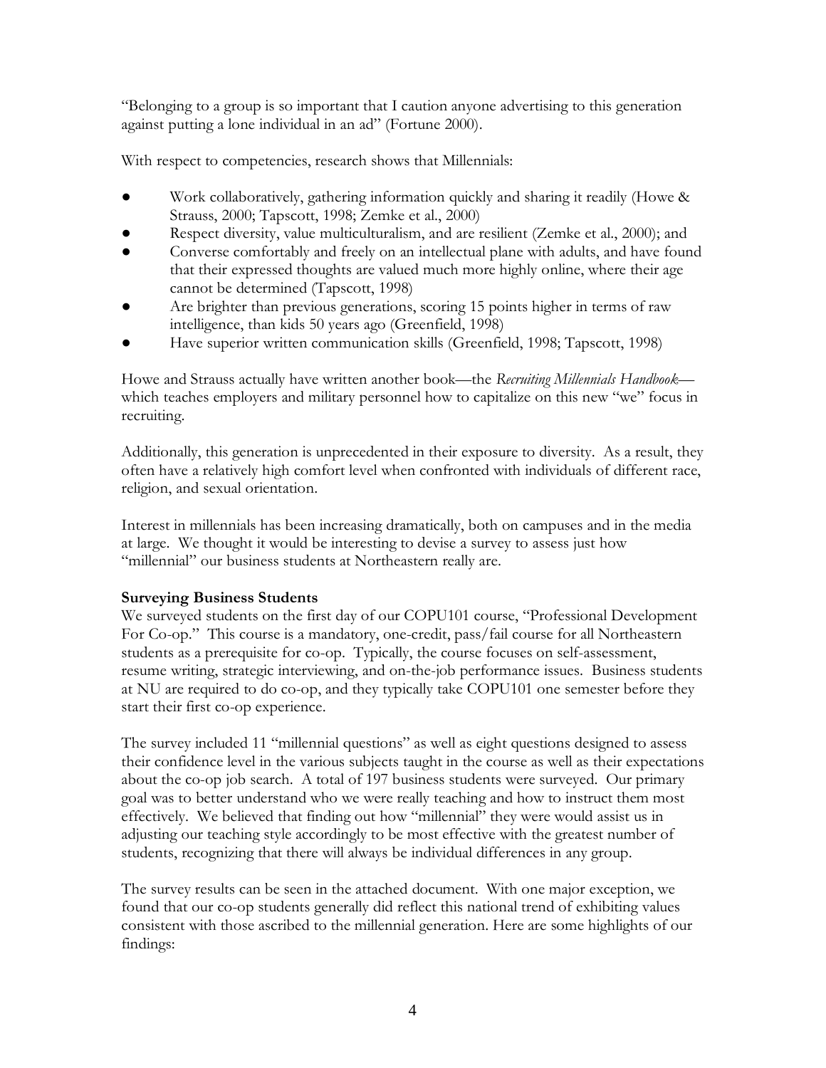"Belonging to a group is so important that I caution anyone advertising to this generation against putting a lone individual in an ad" (Fortune 2000).

With respect to competencies, research shows that Millennials:

- Work collaboratively, gathering information quickly and sharing it readily (Howe & Strauss, 2000; Tapscott, 1998; Zemke et al., 2000)
- Respect diversity, value multiculturalism, and are resilient (Zemke et al., 2000); and
- Converse comfortably and freely on an intellectual plane with adults, and have found that their expressed thoughts are valued much more highly online, where their age cannot be determined (Tapscott, 1998)
- Are brighter than previous generations, scoring 15 points higher in terms of raw intelligence, than kids 50 years ago (Greenfield, 1998)
- Have superior written communication skills (Greenfield, 1998; Tapscott, 1998)

Howe and Strauss actually have written another book—the *Recruiting Millennials Handbook*—which teaches employers and military personnel how to capitalize on this new "we" focus in recruiting.

Additionally, this generation is unprecedented in their exposure to diversity. As a result, they often have a relatively high comfort level when confronted with individuals of different race, religion, and sexual orientation.

Interest in millennials has been increasing dramatically, both on campuses and in the media at large. We thought it would be interesting to devise a survey to assess just how "millennial" our business students at Northeastern really are.

**Surveying Business Students**

We surveyed students on the first day of our COPU101 course, "Professional Development For Co-op." This course is a mandatory, one-credit, pass/fail course for all Northeastern students as a prerequisite for co-op. Typically, the course focuses on self-assessment, resume writing, strategic interviewing, and on-the-job performance issues. Business students at NU are required to do co-op, and they typically take COPU101 one semester before they start their first co-op experience.

The survey included 11 "millennial questions" as well as eight questions designed to assess their confidence level in the various subjects taught in the course as well as their expectations about the co-op job search. A total of 197 business students were surveyed. Our primary goal was to better understand who we were really teaching and how to instruct them most effectively. We believed that finding out how "millennial" they were would assist us in adjusting our teaching style accordingly to be most effective with the greatest number of students, recognizing that there will always be individual differences in any group.

The survey results can be seen in the attached document. With one major exception, we found that our co-op students generally did reflect this national trend of exhibiting values consistent with those ascribed to the millennial generation. Here are some highlights of our findings: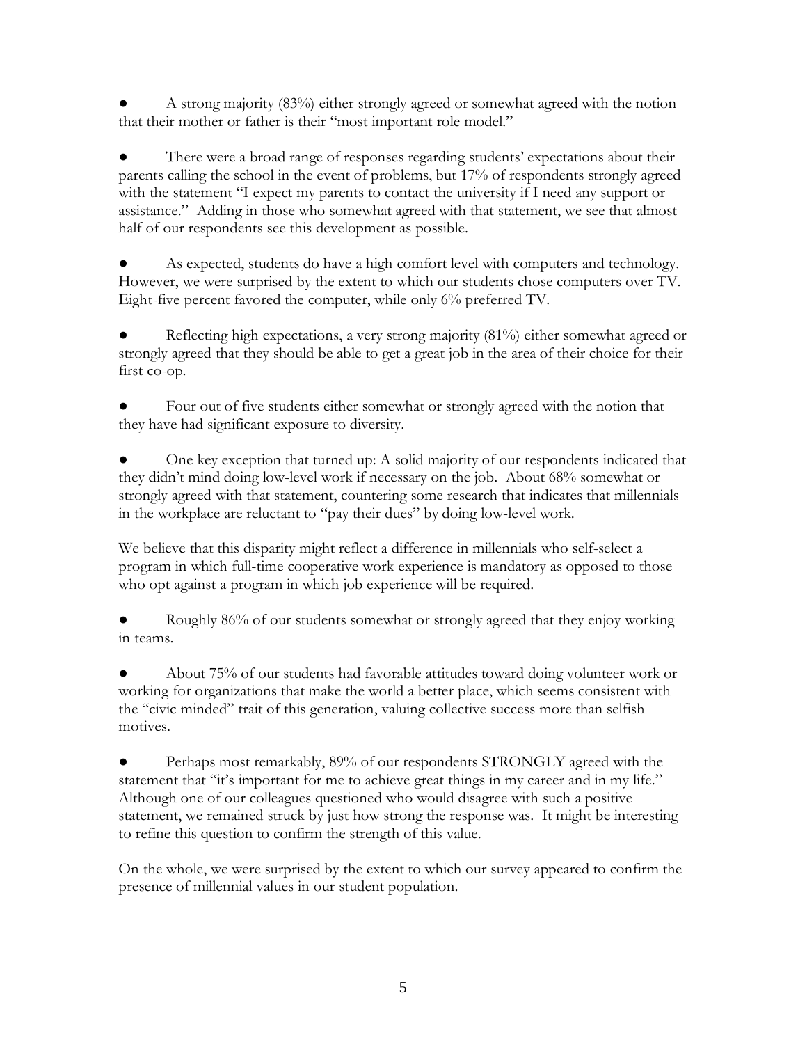- A strong majority (83%) either strongly agreed or somewhat agreed with the notion that their mother or father is their "most important role model."

- There were a broad range of responses regarding students' expectations about their parents calling the school in the event of problems, but 17% of respondents strongly agreed with the statement "I expect my parents to contact the university if I need any support or assistance." Adding in those who somewhat agreed with that statement, we see that almost half of our respondents see this development as possible.

- As expected, students do have a high comfort level with computers and technology. However, we were surprised by the extent to which our students chose computers over TV. Eight-five percent favored the computer, while only 6% preferred TV.

- Reflecting high expectations, a very strong majority (81%) either somewhat agreed or strongly agreed that they should be able to get a great job in the area of their choice for their first co-op.

- Four out of five students either somewhat or strongly agreed with the notion that they have had significant exposure to diversity.

- One key exception that turned up: A solid majority of our respondents indicated that they didn't mind doing low-level work if necessary on the job. About 68% somewhat or strongly agreed with that statement, countering some research that indicates that millennials in the workplace are reluctant to "pay their dues" by doing low-level work.

We believe that this disparity might reflect a difference in millennials who self-select a program in which full-time cooperative work experience is mandatory as opposed to those who opt against a program in which job experience will be required.

- Roughly 86% of our students somewhat or strongly agreed that they enjoy working in teams.

- About 75% of our students had favorable attitudes toward doing volunteer work or working for organizations that make the world a better place, which seems consistent with the "civic minded" trait of this generation, valuing collective success more than selfish motives.

- Perhaps most remarkably, 89% of our respondents STRONGLY agreed with the statement that "it's important for me to achieve great things in my career and in my life." Although one of our colleagues questioned who would disagree with such a positive statement, we remained struck by just how strong the response was. It might be interesting to refine this question to confirm the strength of this value.

On the whole, we were surprised by the extent to which our survey appeared to confirm the presence of millennial values in our student population.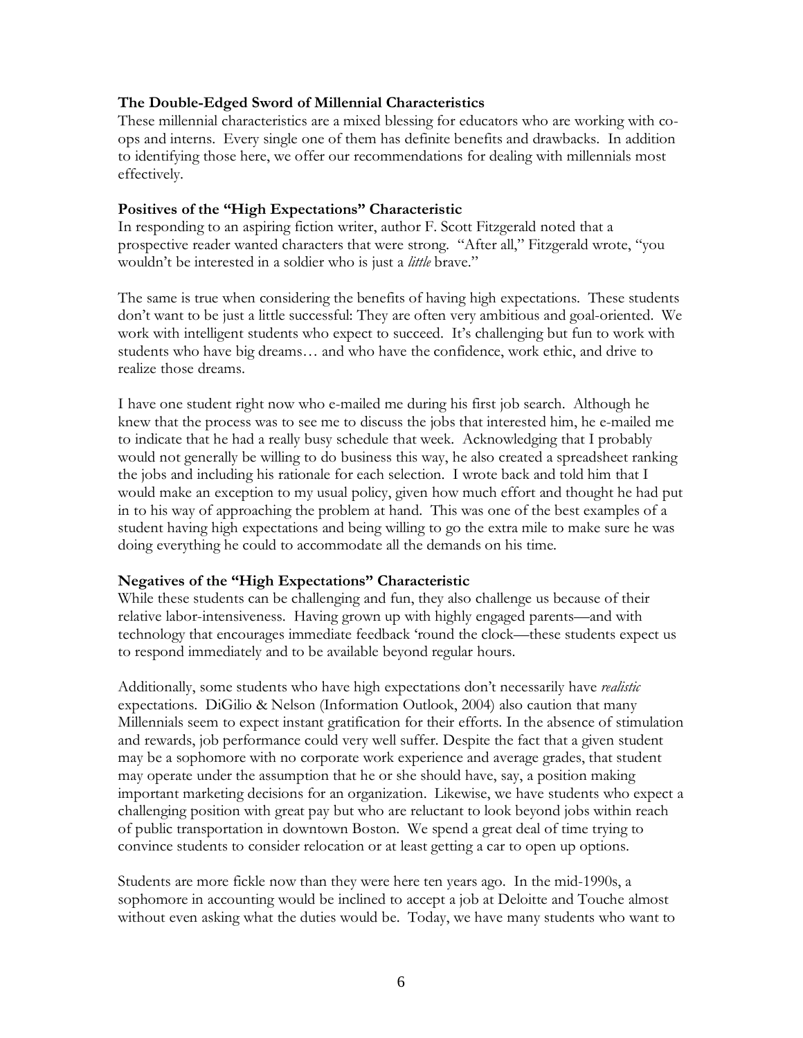**The Double-Edged Sword of Millennial Characteristics**

These millennial characteristics are a mixed blessing for educators who are working with co-ops and interns. Every single one of them has definite benefits and drawbacks. In addition to identifying those here, we offer our recommendations for dealing with millennials most effectively.

**Positives of the "High Expectations" Characteristic**

In responding to an aspiring fiction writer, author F. Scott Fitzgerald noted that a prospective reader wanted characters that were strong. "After all," Fitzgerald wrote, "you wouldn't be interested in a soldier who is just a *little* brave."

The same is true when considering the benefits of having high expectations. These students don't want to be just a little successful: They are often very ambitious and goal-oriented. We work with intelligent students who expect to succeed. It's challenging but fun to work with students who have big dreams… and who have the confidence, work ethic, and drive to realize those dreams.

I have one student right now who e-mailed me during his first job search. Although he knew that the process was to see me to discuss the jobs that interested him, he e-mailed me to indicate that he had a really busy schedule that week. Acknowledging that I probably would not generally be willing to do business this way, he also created a spreadsheet ranking the jobs and including his rationale for each selection. I wrote back and told him that I would make an exception to my usual policy, given how much effort and thought he had put in to his way of approaching the problem at hand. This was one of the best examples of a student having high expectations and being willing to go the extra mile to make sure he was doing everything he could to accommodate all the demands on his time.

**Negatives of the "High Expectations" Characteristic**

While these students can be challenging and fun, they also challenge us because of their relative labor-intensiveness. Having grown up with highly engaged parents—and with technology that encourages immediate feedback 'round the clock—these students expect us to respond immediately and to be available beyond regular hours.

Additionally, some students who have high expectations don't necessarily have *realistic* expectations. DiGilio & Nelson (Information Outlook, 2004) also caution that many Millennials seem to expect instant gratification for their efforts. In the absence of stimulation and rewards, job performance could very well suffer. Despite the fact that a given student may be a sophomore with no corporate work experience and average grades, that student may operate under the assumption that he or she should have, say, a position making important marketing decisions for an organization. Likewise, we have students who expect a challenging position with great pay but who are reluctant to look beyond jobs within reach of public transportation in downtown Boston. We spend a great deal of time trying to convince students to consider relocation or at least getting a car to open up options.

Students are more fickle now than they were here ten years ago. In the mid-1990s, a sophomore in accounting would be inclined to accept a job at Deloitte and Touche almost without even asking what the duties would be. Today, we have many students who want to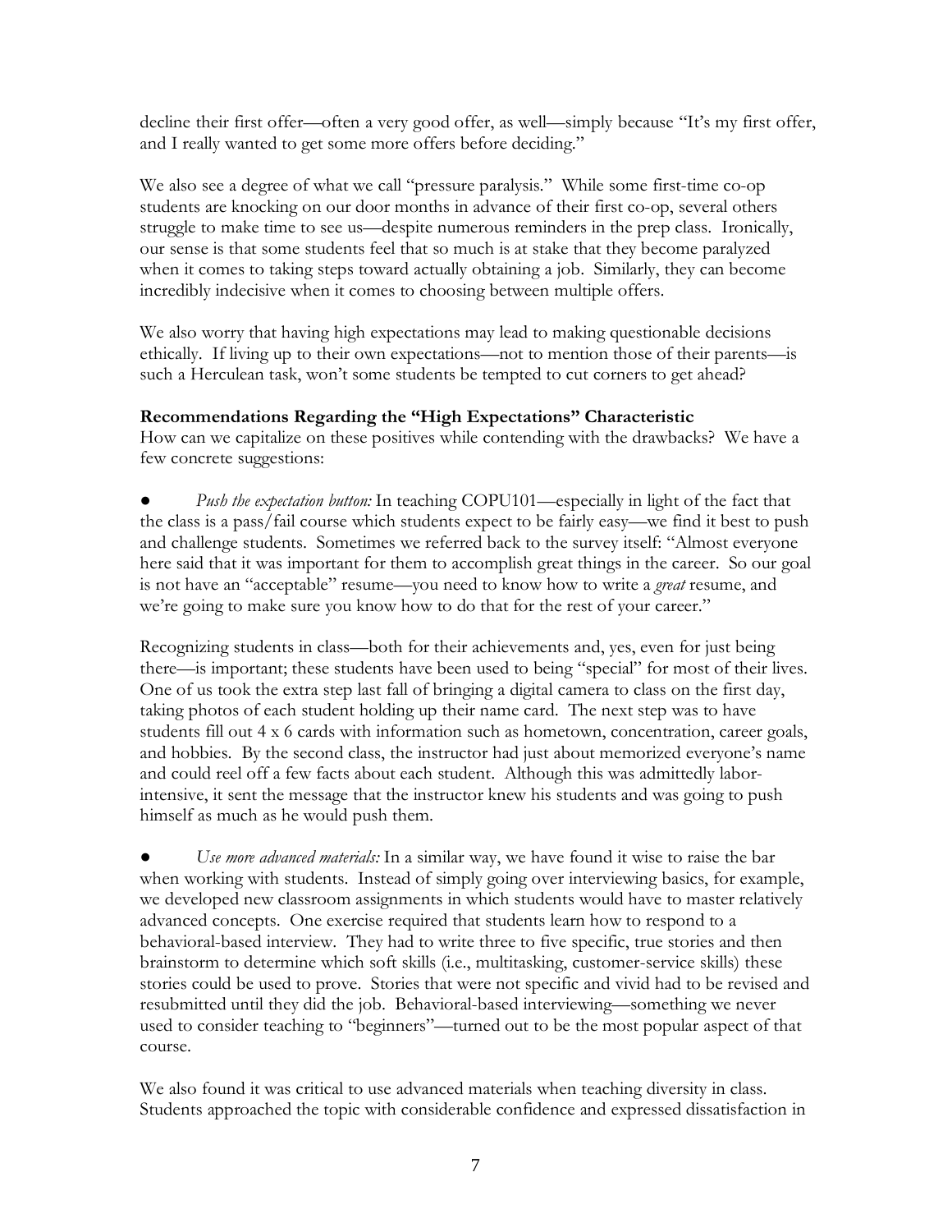decline their first offer—often a very good offer, as well—simply because "It's my first offer, and I really wanted to get some more offers before deciding."

We also see a degree of what we call "pressure paralysis." While some first-time co-op students are knocking on our door months in advance of their first co-op, several others struggle to make time to see us—despite numerous reminders in the prep class. Ironically, our sense is that some students feel that so much is at stake that they become paralyzed when it comes to taking steps toward actually obtaining a job. Similarly, they can become incredibly indecisive when it comes to choosing between multiple offers.

We also worry that having high expectations may lead to making questionable decisions ethically. If living up to their own expectations—not to mention those of their parents—is such a Herculean task, won't some students be tempted to cut corners to get ahead?

**Recommendations Regarding the "High Expectations" Characteristic**

How can we capitalize on these positives while contending with the drawbacks? We have a few concrete suggestions:

- *Push the expectation button:* In teaching COPU101—especially in light of the fact that the class is a pass/fail course which students expect to be fairly easy—we find it best to push and challenge students. Sometimes we referred back to the survey itself: "Almost everyone here said that it was important for them to accomplish great things in the career. So our goal is not have an "acceptable" resume—you need to know how to write a *great* resume, and we're going to make sure you know how to do that for the rest of your career."

Recognizing students in class—both for their achievements and, yes, even for just being there—is important; these students have been used to being "special" for most of their lives. One of us took the extra step last fall of bringing a digital camera to class on the first day, taking photos of each student holding up their name card. The next step was to have students fill out 4 x 6 cards with information such as hometown, concentration, career goals, and hobbies. By the second class, the instructor had just about memorized everyone's name and could reel off a few facts about each student. Although this was admittedly labor-intensive, it sent the message that the instructor knew his students and was going to push himself as much as he would push them.

- *Use more advanced materials:* In a similar way, we have found it wise to raise the bar when working with students. Instead of simply going over interviewing basics, for example, we developed new classroom assignments in which students would have to master relatively advanced concepts. One exercise required that students learn how to respond to a behavioral-based interview. They had to write three to five specific, true stories and then brainstorm to determine which soft skills (i.e., multitasking, customer-service skills) these stories could be used to prove. Stories that were not specific and vivid had to be revised and resubmitted until they did the job. Behavioral-based interviewing—something we never used to consider teaching to "beginners"—turned out to be the most popular aspect of that course.

We also found it was critical to use advanced materials when teaching diversity in class. Students approached the topic with considerable confidence and expressed dissatisfaction in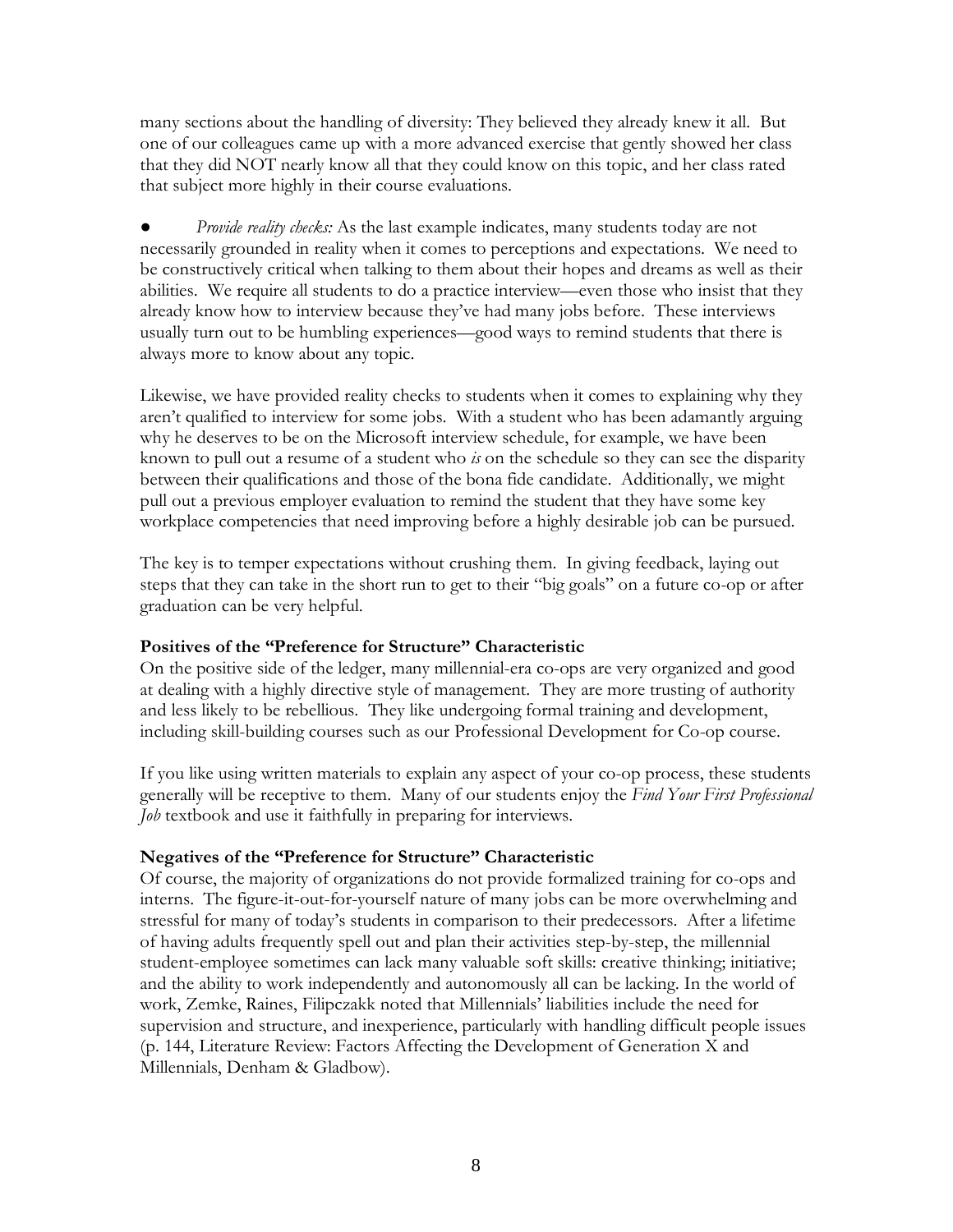many sections about the handling of diversity: They believed they already knew it all. But one of our colleagues came up with a more advanced exercise that gently showed her class that they did NOT nearly know all that they could know on this topic, and her class rated that subject more highly in their course evaluations.

- *Provide reality checks:* As the last example indicates, many students today are not necessarily grounded in reality when it comes to perceptions and expectations. We need to be constructively critical when talking to them about their hopes and dreams as well as their abilities. We require all students to do a practice interview—even those who insist that they already know how to interview because they've had many jobs before. These interviews usually turn out to be humbling experiences—good ways to remind students that there is always more to know about any topic.

Likewise, we have provided reality checks to students when it comes to explaining why they aren't qualified to interview for some jobs. With a student who has been adamantly arguing why he deserves to be on the Microsoft interview schedule, for example, we have been known to pull out a resume of a student who *is* on the schedule so they can see the disparity between their qualifications and those of the bona fide candidate. Additionally, we might pull out a previous employer evaluation to remind the student that they have some key workplace competencies that need improving before a highly desirable job can be pursued.

The key is to temper expectations without crushing them. In giving feedback, laying out steps that they can take in the short run to get to their "big goals" on a future co-op or after graduation can be very helpful.

**Positives of the "Preference for Structure" Characteristic**

On the positive side of the ledger, many millennial-era co-ops are very organized and good at dealing with a highly directive style of management. They are more trusting of authority and less likely to be rebellious. They like undergoing formal training and development, including skill-building courses such as our Professional Development for Co-op course.

If you like using written materials to explain any aspect of your co-op process, these students generally will be receptive to them. Many of our students enjoy the *Find Your First Professional Job* textbook and use it faithfully in preparing for interviews.

**Negatives of the "Preference for Structure" Characteristic**

Of course, the majority of organizations do not provide formalized training for co-ops and interns. The figure-it-out-for-yourself nature of many jobs can be more overwhelming and stressful for many of today's students in comparison to their predecessors. After a lifetime of having adults frequently spell out and plan their activities step-by-step, the millennial student-employee sometimes can lack many valuable soft skills: creative thinking; initiative; and the ability to work independently and autonomously all can be lacking. In the world of work, Zemke, Raines, Filipczakk noted that Millennials' liabilities include the need for supervision and structure, and inexperience, particularly with handling difficult people issues (p. 144, Literature Review: Factors Affecting the Development of Generation X and Millennials, Denham & Gladbow).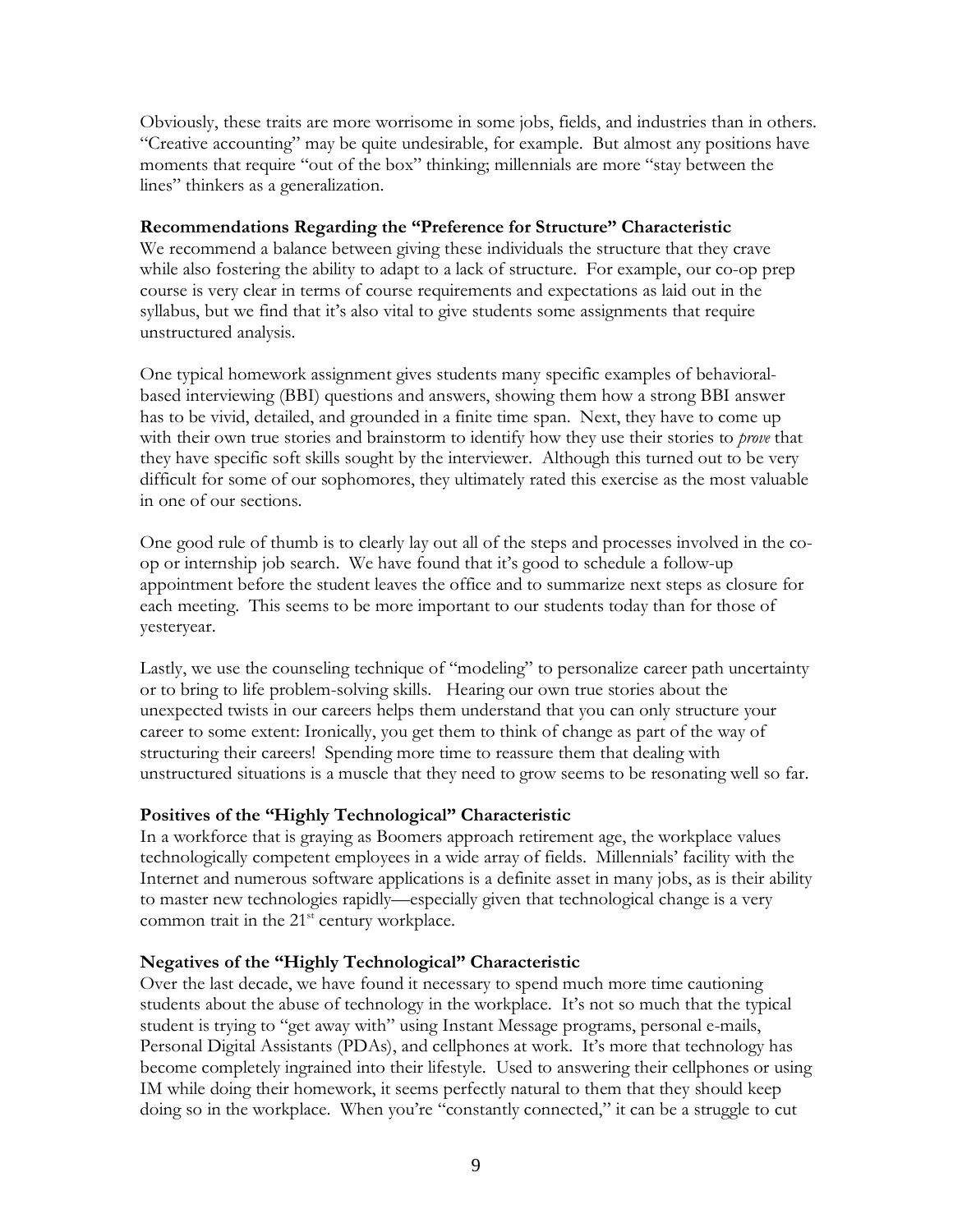Obviously, these traits are more worrisome in some jobs, fields, and industries than in others. "Creative accounting" may be quite undesirable, for example. But almost any positions have moments that require "out of the box" thinking; millennials are more "stay between the lines" thinkers as a generalization.

**Recommendations Regarding the "Preference for Structure" Characteristic**

We recommend a balance between giving these individuals the structure that they crave while also fostering the ability to adapt to a lack of structure. For example, our co-op prep course is very clear in terms of course requirements and expectations as laid out in the syllabus, but we find that it's also vital to give students some assignments that require unstructured analysis.

One typical homework assignment gives students many specific examples of behavioral-based interviewing (BBI) questions and answers, showing them how a strong BBI answer has to be vivid, detailed, and grounded in a finite time span. Next, they have to come up with their own true stories and brainstorm to identify how they use their stories to *prove* that they have specific soft skills sought by the interviewer. Although this turned out to be very difficult for some of our sophomores, they ultimately rated this exercise as the most valuable in one of our sections.

One good rule of thumb is to clearly lay out all of the steps and processes involved in the co-op or internship job search. We have found that it's good to schedule a follow-up appointment before the student leaves the office and to summarize next steps as closure for each meeting. This seems to be more important to our students today than for those of yesteryear.

Lastly, we use the counseling technique of "modeling" to personalize career path uncertainty or to bring to life problem-solving skills. Hearing our own true stories about the unexpected twists in our careers helps them understand that you can only structure your career to some extent: Ironically, you get them to think of change as part of the way of structuring their careers! Spending more time to reassure them that dealing with unstructured situations is a muscle that they need to grow seems to be resonating well so far.

**Positives of the "Highly Technological" Characteristic**

In a workforce that is graying as Boomers approach retirement age, the workplace values technologically competent employees in a wide array of fields. Millennials' facility with the Internet and numerous software applications is a definite asset in many jobs, as is their ability to master new technologies rapidly—especially given that technological change is a very common trait in the 21st century workplace.

**Negatives of the "Highly Technological" Characteristic**

Over the last decade, we have found it necessary to spend much more time cautioning students about the abuse of technology in the workplace. It's not so much that the typical student is trying to "get away with" using Instant Message programs, personal e-mails, Personal Digital Assistants (PDAs), and cellphones at work. It's more that technology has become completely ingrained into their lifestyle. Used to answering their cellphones or using IM while doing their homework, it seems perfectly natural to them that they should keep doing so in the workplace. When you're "constantly connected," it can be a struggle to cut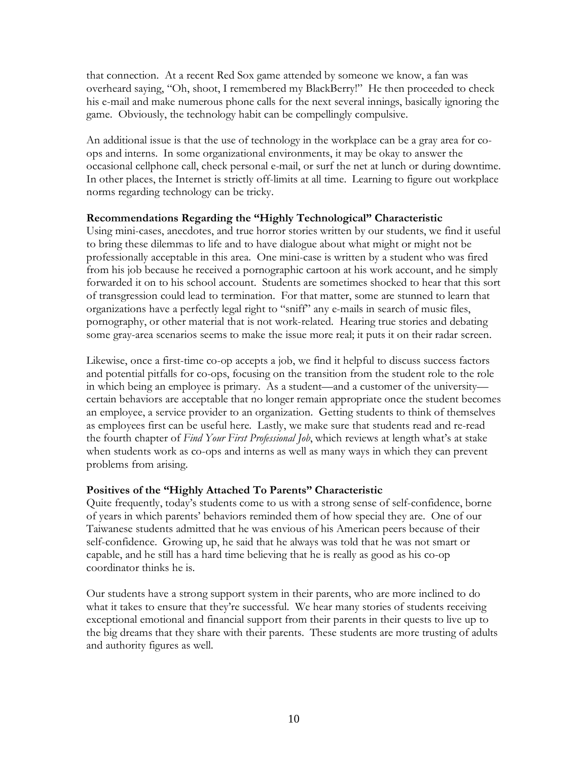that connection. At a recent Red Sox game attended by someone we know, a fan was overheard saying, "Oh, shoot, I remembered my BlackBerry!" He then proceeded to check his e-mail and make numerous phone calls for the next several innings, basically ignoring the game. Obviously, the technology habit can be compellingly compulsive.

An additional issue is that the use of technology in the workplace can be a gray area for co-ops and interns. In some organizational environments, it may be okay to answer the occasional cellphone call, check personal e-mail, or surf the net at lunch or during downtime. In other places, the Internet is strictly off-limits at all time. Learning to figure out workplace norms regarding technology can be tricky.

**Recommendations Regarding the "Highly Technological" Characteristic**

Using mini-cases, anecdotes, and true horror stories written by our students, we find it useful to bring these dilemmas to life and to have dialogue about what might or might not be professionally acceptable in this area. One mini-case is written by a student who was fired from his job because he received a pornographic cartoon at his work account, and he simply forwarded it on to his school account. Students are sometimes shocked to hear that this sort of transgression could lead to termination. For that matter, some are stunned to learn that organizations have a perfectly legal right to "sniff" any e-mails in search of music files, pornography, or other material that is not work-related. Hearing true stories and debating some gray-area scenarios seems to make the issue more real; it puts it on their radar screen.

Likewise, once a first-time co-op accepts a job, we find it helpful to discuss success factors and potential pitfalls for co-ops, focusing on the transition from the student role to the role in which being an employee is primary. As a student—and a customer of the university—certain behaviors are acceptable that no longer remain appropriate once the student becomes an employee, a service provider to an organization. Getting students to think of themselves as employees first can be useful here. Lastly, we make sure that students read and re-read the fourth chapter of *Find Your First Professional Job*, which reviews at length what's at stake when students work as co-ops and interns as well as many ways in which they can prevent problems from arising.

**Positives of the "Highly Attached To Parents" Characteristic**

Quite frequently, today's students come to us with a strong sense of self-confidence, borne of years in which parents' behaviors reminded them of how special they are. One of our Taiwanese students admitted that he was envious of his American peers because of their self-confidence. Growing up, he said that he always was told that he was not smart or capable, and he still has a hard time believing that he is really as good as his co-op coordinator thinks he is.

Our students have a strong support system in their parents, who are more inclined to do what it takes to ensure that they're successful. We hear many stories of students receiving exceptional emotional and financial support from their parents in their quests to live up to the big dreams that they share with their parents. These students are more trusting of adults and authority figures as well.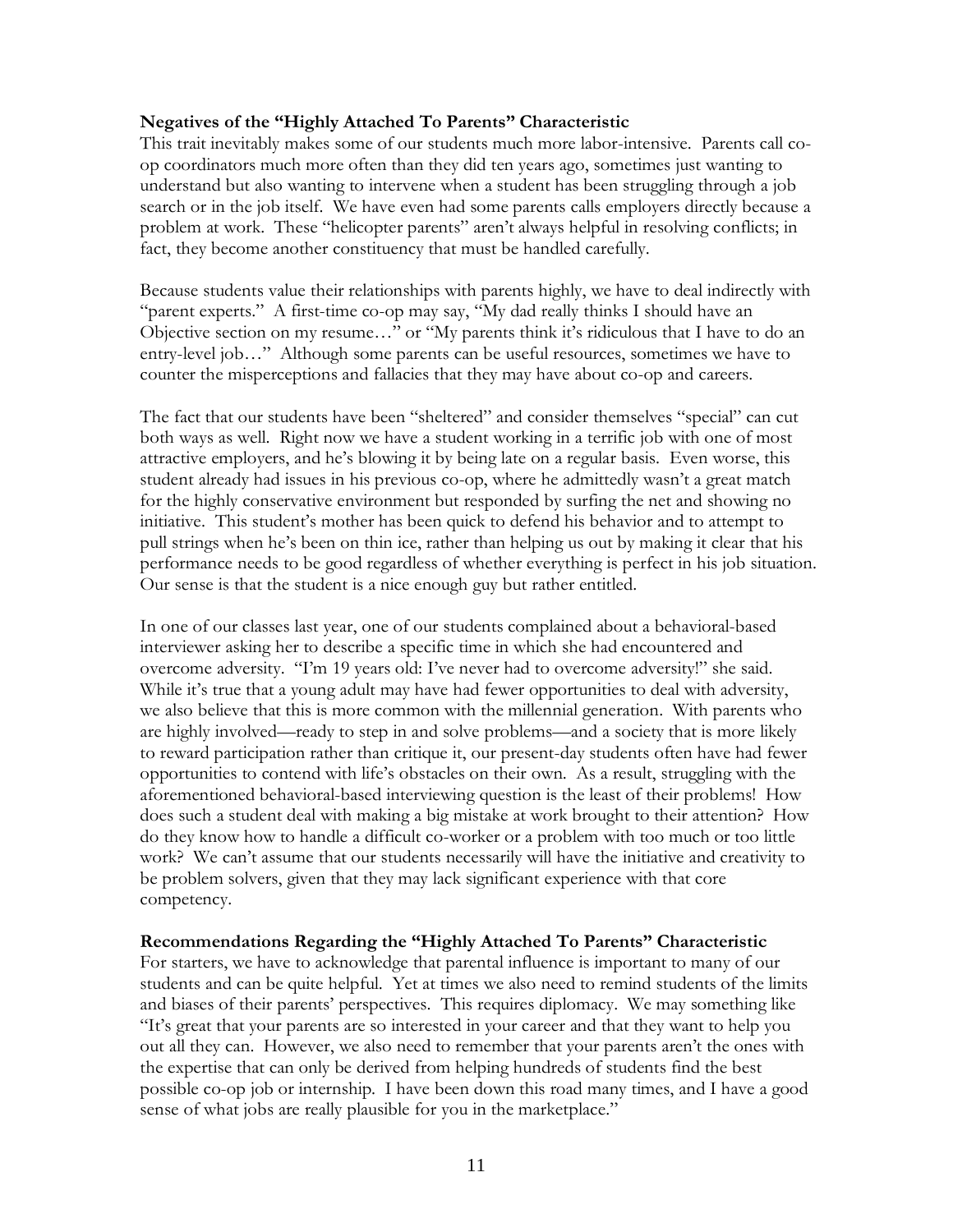**Negatives of the "Highly Attached To Parents" Characteristic**

This trait inevitably makes some of our students much more labor-intensive. Parents call co-op coordinators much more often than they did ten years ago, sometimes just wanting to understand but also wanting to intervene when a student has been struggling through a job search or in the job itself. We have even had some parents calls employers directly because a problem at work. These "helicopter parents" aren't always helpful in resolving conflicts; in fact, they become another constituency that must be handled carefully.

Because students value their relationships with parents highly, we have to deal indirectly with "parent experts." A first-time co-op may say, "My dad really thinks I should have an Objective section on my resume…" or "My parents think it's ridiculous that I have to do an entry-level job…" Although some parents can be useful resources, sometimes we have to counter the misperceptions and fallacies that they may have about co-op and careers.

The fact that our students have been "sheltered" and consider themselves "special" can cut both ways as well. Right now we have a student working in a terrific job with one of most attractive employers, and he's blowing it by being late on a regular basis. Even worse, this student already had issues in his previous co-op, where he admittedly wasn't a great match for the highly conservative environment but responded by surfing the net and showing no initiative. This student's mother has been quick to defend his behavior and to attempt to pull strings when he's been on thin ice, rather than helping us out by making it clear that his performance needs to be good regardless of whether everything is perfect in his job situation. Our sense is that the student is a nice enough guy but rather entitled.

In one of our classes last year, one of our students complained about a behavioral-based interviewer asking her to describe a specific time in which she had encountered and overcome adversity. "I'm 19 years old: I've never had to overcome adversity!" she said. While it's true that a young adult may have had fewer opportunities to deal with adversity, we also believe that this is more common with the millennial generation. With parents who are highly involved—ready to step in and solve problems—and a society that is more likely to reward participation rather than critique it, our present-day students often have had fewer opportunities to contend with life's obstacles on their own. As a result, struggling with the aforementioned behavioral-based interviewing question is the least of their problems! How does such a student deal with making a big mistake at work brought to their attention? How do they know how to handle a difficult co-worker or a problem with too much or too little work? We can't assume that our students necessarily will have the initiative and creativity to be problem solvers, given that they may lack significant experience with that core competency.

**Recommendations Regarding the "Highly Attached To Parents" Characteristic**

For starters, we have to acknowledge that parental influence is important to many of our students and can be quite helpful. Yet at times we also need to remind students of the limits and biases of their parents' perspectives. This requires diplomacy. We may something like "It's great that your parents are so interested in your career and that they want to help you out all they can. However, we also need to remember that your parents aren't the ones with the expertise that can only be derived from helping hundreds of students find the best possible co-op job or internship. I have been down this road many times, and I have a good sense of what jobs are really plausible for you in the marketplace."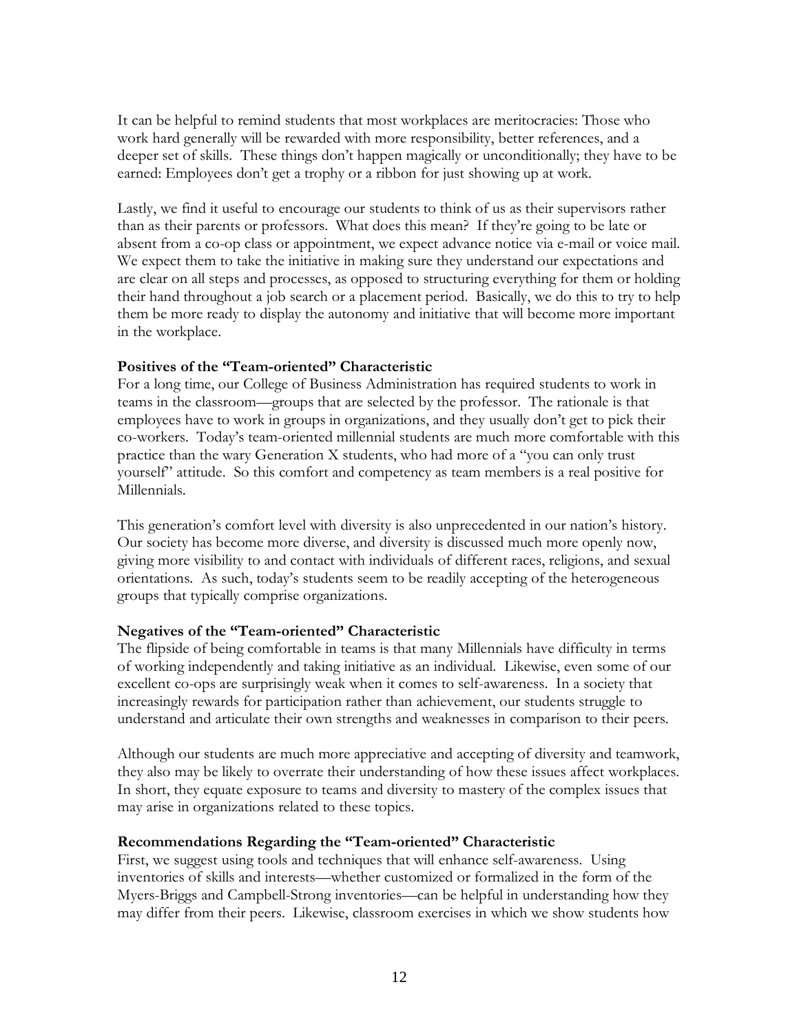It can be helpful to remind students that most workplaces are meritocracies: Those who work hard generally will be rewarded with more responsibility, better references, and a deeper set of skills. These things don't happen magically or unconditionally; they have to be earned: Employees don't get a trophy or a ribbon for just showing up at work.

Lastly, we find it useful to encourage our students to think of us as their supervisors rather than as their parents or professors. What does this mean? If they're going to be late or absent from a co-op class or appointment, we expect advance notice via e-mail or voice mail. We expect them to take the initiative in making sure they understand our expectations and are clear on all steps and processes, as opposed to structuring everything for them or holding their hand throughout a job search or a placement period. Basically, we do this to try to help them be more ready to display the autonomy and initiative that will become more important in the workplace.

**Positives of the "Team-oriented" Characteristic**

For a long time, our College of Business Administration has required students to work in teams in the classroom—groups that are selected by the professor. The rationale is that employees have to work in groups in organizations, and they usually don't get to pick their co-workers. Today's team-oriented millennial students are much more comfortable with this practice than the wary Generation X students, who had more of a "you can only trust yourself" attitude. So this comfort and competency as team members is a real positive for Millennials.

This generation's comfort level with diversity is also unprecedented in our nation's history. Our society has become more diverse, and diversity is discussed much more openly now, giving more visibility to and contact with individuals of different races, religions, and sexual orientations. As such, today's students seem to be readily accepting of the heterogeneous groups that typically comprise organizations.

**Negatives of the "Team-oriented" Characteristic**

The flipside of being comfortable in teams is that many Millennials have difficulty in terms of working independently and taking initiative as an individual. Likewise, even some of our excellent co-ops are surprisingly weak when it comes to self-awareness. In a society that increasingly rewards for participation rather than achievement, our students struggle to understand and articulate their own strengths and weaknesses in comparison to their peers.

Although our students are much more appreciative and accepting of diversity and teamwork, they also may be likely to overrate their understanding of how these issues affect workplaces. In short, they equate exposure to teams and diversity to mastery of the complex issues that may arise in organizations related to these topics.

**Recommendations Regarding the "Team-oriented" Characteristic**

First, we suggest using tools and techniques that will enhance self-awareness. Using inventories of skills and interests—whether customized or formalized in the form of the Myers-Briggs and Campbell-Strong inventories—can be helpful in understanding how they may differ from their peers. Likewise, classroom exercises in which we show students how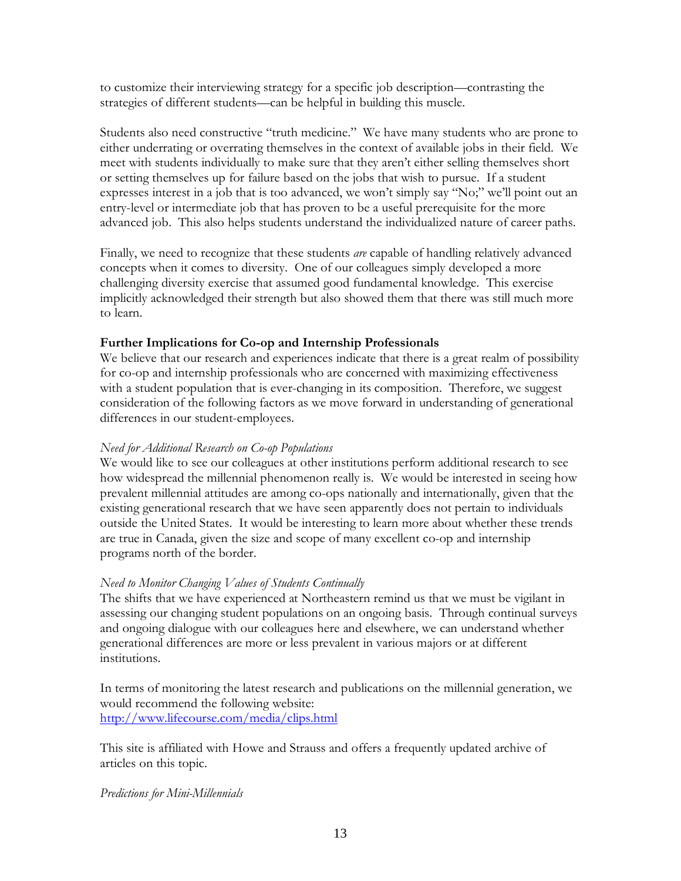to customize their interviewing strategy for a specific job description—contrasting the strategies of different students—can be helpful in building this muscle.

Students also need constructive "truth medicine." We have many students who are prone to either underrating or overrating themselves in the context of available jobs in their field. We meet with students individually to make sure that they aren't either selling themselves short or setting themselves up for failure based on the jobs that wish to pursue. If a student expresses interest in a job that is too advanced, we won't simply say "No;" we'll point out an entry-level or intermediate job that has proven to be a useful prerequisite for the more advanced job. This also helps students understand the individualized nature of career paths.

Finally, we need to recognize that these students *are* capable of handling relatively advanced concepts when it comes to diversity. One of our colleagues simply developed a more challenging diversity exercise that assumed good fundamental knowledge. This exercise implicitly acknowledged their strength but also showed them that there was still much more to learn.

**Further Implications for Co-op and Internship Professionals**

We believe that our research and experiences indicate that there is a great realm of possibility for co-op and internship professionals who are concerned with maximizing effectiveness with a student population that is ever-changing in its composition. Therefore, we suggest consideration of the following factors as we move forward in understanding of generational differences in our student-employees.

*Need for Additional Research on Co-op Populations*

We would like to see our colleagues at other institutions perform additional research to see how widespread the millennial phenomenon really is. We would be interested in seeing how prevalent millennial attitudes are among co-ops nationally and internationally, given that the existing generational research that we have seen apparently does not pertain to individuals outside the United States. It would be interesting to learn more about whether these trends are true in Canada, given the size and scope of many excellent co-op and internship programs north of the border.

*Need to Monitor Changing Values of Students Continually*

The shifts that we have experienced at Northeastern remind us that we must be vigilant in assessing our changing student populations on an ongoing basis. Through continual surveys and ongoing dialogue with our colleagues here and elsewhere, we can understand whether generational differences are more or less prevalent in various majors or at different institutions.

In terms of monitoring the latest research and publications on the millennial generation, we would recommend the following website:
http://www.lifecourse.com/media/clips.html

This site is affiliated with Howe and Strauss and offers a frequently updated archive of articles on this topic.

*Predictions for Mini-Millennials*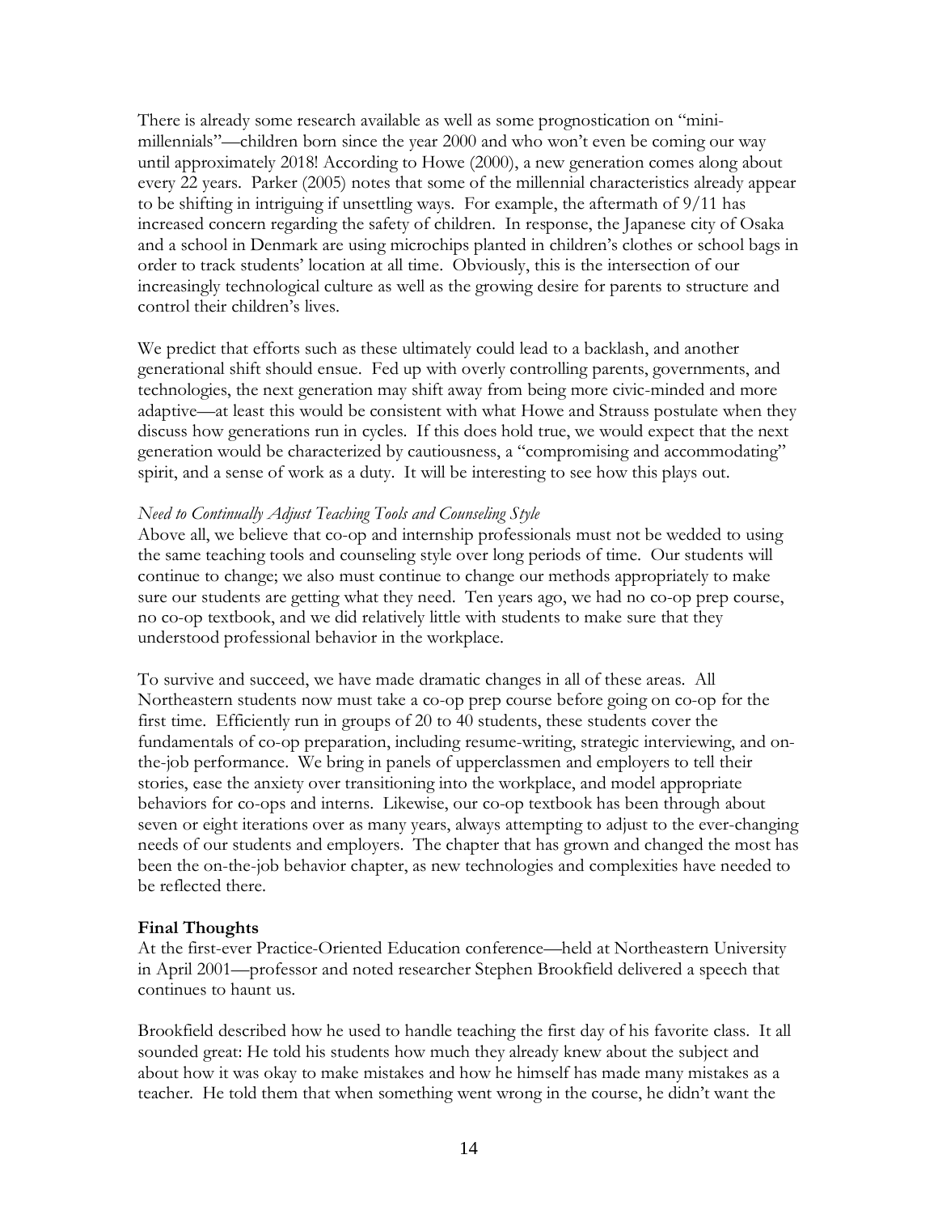There is already some research available as well as some prognostication on "mini-millennials"—children born since the year 2000 and who won't even be coming our way until approximately 2018! According to Howe (2000), a new generation comes along about every 22 years. Parker (2005) notes that some of the millennial characteristics already appear to be shifting in intriguing if unsettling ways. For example, the aftermath of 9/11 has increased concern regarding the safety of children. In response, the Japanese city of Osaka and a school in Denmark are using microchips planted in children's clothes or school bags in order to track students' location at all time. Obviously, this is the intersection of our increasingly technological culture as well as the growing desire for parents to structure and control their children's lives.

We predict that efforts such as these ultimately could lead to a backlash, and another generational shift should ensue. Fed up with overly controlling parents, governments, and technologies, the next generation may shift away from being more civic-minded and more adaptive—at least this would be consistent with what Howe and Strauss postulate when they discuss how generations run in cycles. If this does hold true, we would expect that the next generation would be characterized by cautiousness, a "compromising and accommodating" spirit, and a sense of work as a duty. It will be interesting to see how this plays out.

*Need to Continually Adjust Teaching Tools and Counseling Style*

Above all, we believe that co-op and internship professionals must not be wedded to using the same teaching tools and counseling style over long periods of time. Our students will continue to change; we also must continue to change our methods appropriately to make sure our students are getting what they need. Ten years ago, we had no co-op prep course, no co-op textbook, and we did relatively little with students to make sure that they understood professional behavior in the workplace.

To survive and succeed, we have made dramatic changes in all of these areas. All Northeastern students now must take a co-op prep course before going on co-op for the first time. Efficiently run in groups of 20 to 40 students, these students cover the fundamentals of co-op preparation, including resume-writing, strategic interviewing, and on-the-job performance. We bring in panels of upperclassmen and employers to tell their stories, ease the anxiety over transitioning into the workplace, and model appropriate behaviors for co-ops and interns. Likewise, our co-op textbook has been through about seven or eight iterations over as many years, always attempting to adjust to the ever-changing needs of our students and employers. The chapter that has grown and changed the most has been the on-the-job behavior chapter, as new technologies and complexities have needed to be reflected there.

**Final Thoughts**

At the first-ever Practice-Oriented Education conference—held at Northeastern University in April 2001—professor and noted researcher Stephen Brookfield delivered a speech that continues to haunt us.

Brookfield described how he used to handle teaching the first day of his favorite class. It all sounded great: He told his students how much they already knew about the subject and about how it was okay to make mistakes and how he himself has made many mistakes as a teacher. He told them that when something went wrong in the course, he didn't want the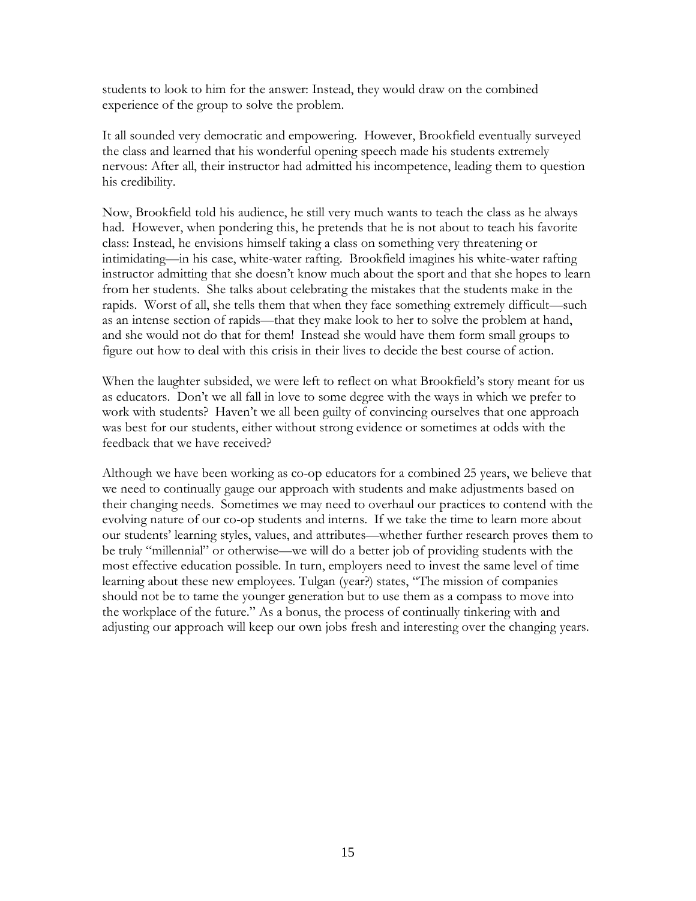students to look to him for the answer: Instead, they would draw on the combined experience of the group to solve the problem.

It all sounded very democratic and empowering. However, Brookfield eventually surveyed the class and learned that his wonderful opening speech made his students extremely nervous: After all, their instructor had admitted his incompetence, leading them to question his credibility.

Now, Brookfield told his audience, he still very much wants to teach the class as he always had. However, when pondering this, he pretends that he is not about to teach his favorite class: Instead, he envisions himself taking a class on something very threatening or intimidating—in his case, white-water rafting. Brookfield imagines his white-water rafting instructor admitting that she doesn't know much about the sport and that she hopes to learn from her students. She talks about celebrating the mistakes that the students make in the rapids. Worst of all, she tells them that when they face something extremely difficult—such as an intense section of rapids—that they make look to her to solve the problem at hand, and she would not do that for them! Instead she would have them form small groups to figure out how to deal with this crisis in their lives to decide the best course of action.

When the laughter subsided, we were left to reflect on what Brookfield's story meant for us as educators. Don't we all fall in love to some degree with the ways in which we prefer to work with students? Haven't we all been guilty of convincing ourselves that one approach was best for our students, either without strong evidence or sometimes at odds with the feedback that we have received?

Although we have been working as co-op educators for a combined 25 years, we believe that we need to continually gauge our approach with students and make adjustments based on their changing needs. Sometimes we may need to overhaul our practices to contend with the evolving nature of our co-op students and interns. If we take the time to learn more about our students' learning styles, values, and attributes—whether further research proves them to be truly "millennial" or otherwise—we will do a better job of providing students with the most effective education possible. In turn, employers need to invest the same level of time learning about these new employees. Tulgan (year?) states, "The mission of companies should not be to tame the younger generation but to use them as a compass to move into the workplace of the future." As a bonus, the process of continually tinkering with and adjusting our approach will keep our own jobs fresh and interesting over the changing years.